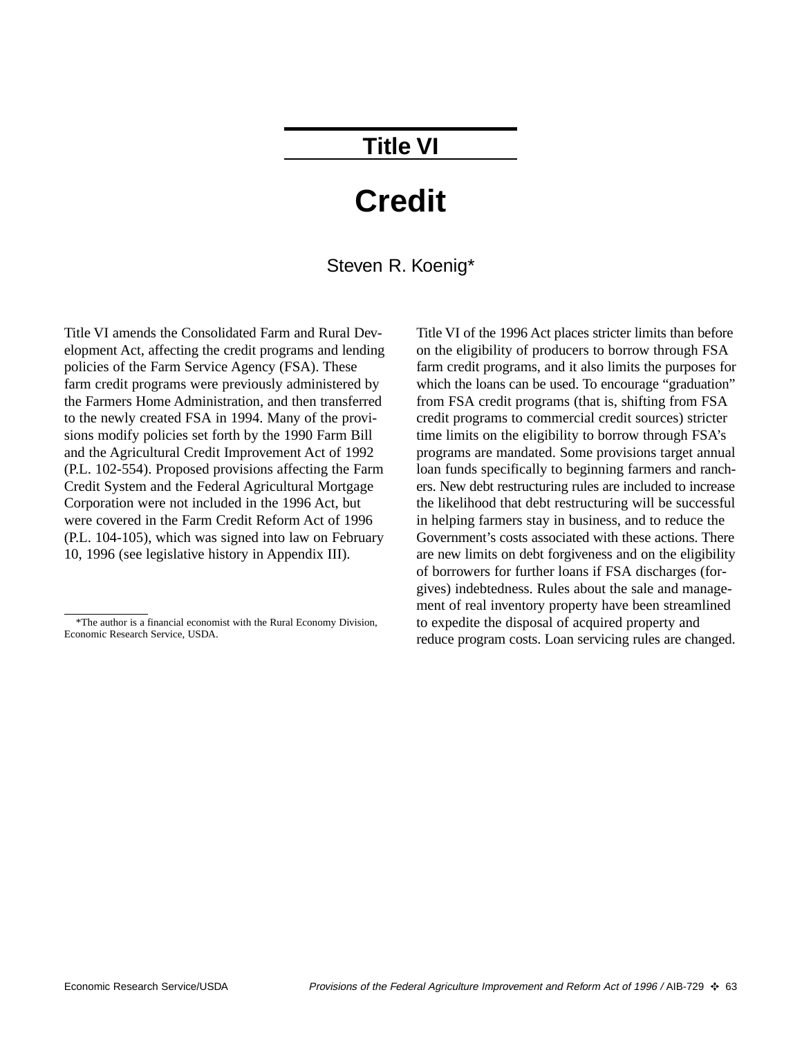# Title VI

# Credit

Steven R. Koenig*

Title VI amends the Consolidated Farm and Rural Development Act, affecting the credit programs and lending policies of the Farm Service Agency (FSA). These farm credit programs were previously administered by the Farmers Home Administration, and then transferred to the newly created FSA in 1994. Many of the provisions modify policies set forth by the 1990 Farm Bill and the Agricultural Credit Improvement Act of 1992 (P.L. 102-554). Proposed provisions affecting the Farm Credit System and the Federal Agricultural Mortgage Corporation were not included in the 1996 Act, but were covered in the Farm Credit Reform Act of 1996 (P.L. 104-105), which was signed into law on February 10, 1996 (see legislative history in Appendix III).

Title VI of the 1996 Act places stricter limits than before on the eligibility of producers to borrow through FSA farm credit programs, and it also limits the purposes for which the loans can be used. To encourage "graduation" from FSA credit programs (that is, shifting from FSA credit programs to commercial credit sources) stricter time limits on the eligibility to borrow through FSA's programs are mandated. Some provisions target annual loan funds specifically to beginning farmers and ranchers. New debt restructuring rules are included to increase the likelihood that debt restructuring will be successful in helping farmers stay in business, and to reduce the Government's costs associated with these actions. There are new limits on debt forgiveness and on the eligibility of borrowers for further loans if FSA discharges (forgives) indebtedness. Rules about the sale and management of real inventory property have been streamlined to expedite the disposal of acquired property and reduce program costs. Loan servicing rules are changed.

*The author is a financial economist with the Rural Economy Division, Economic Research Service, USDA.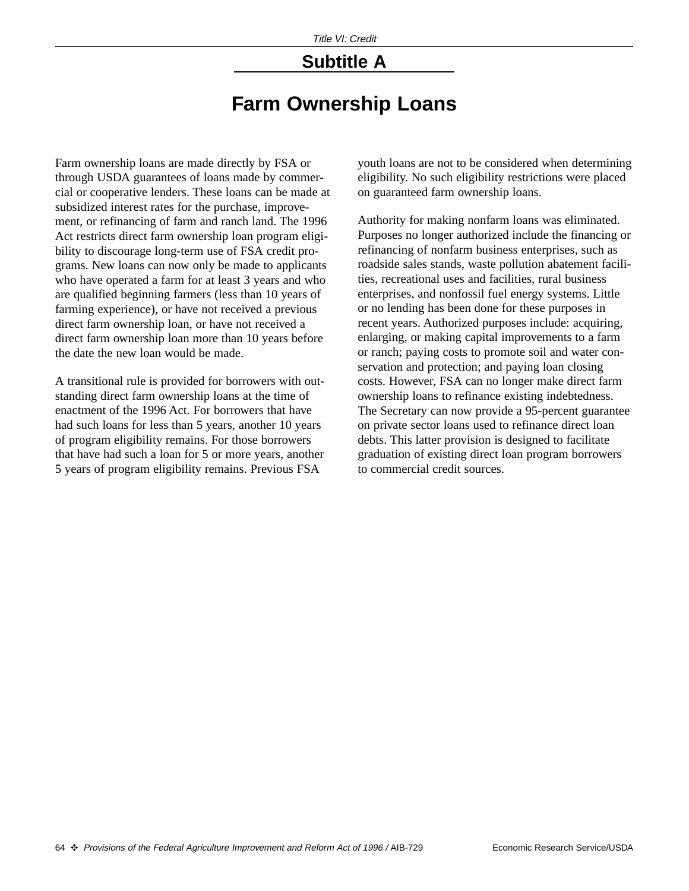## Subtitle A

# Farm Ownership Loans

Farm ownership loans are made directly by FSA or through USDA guarantees of loans made by commercial or cooperative lenders. These loans can be made at subsidized interest rates for the purchase, improvement, or refinancing of farm and ranch land. The 1996 Act restricts direct farm ownership loan program eligibility to discourage long-term use of FSA credit programs. New loans can now only be made to applicants who have operated a farm for at least 3 years and who are qualified beginning farmers (less than 10 years of farming experience), or have not received a previous direct farm ownership loan, or have not received a direct farm ownership loan more than 10 years before the date the new loan would be made.

A transitional rule is provided for borrowers with outstanding direct farm ownership loans at the time of enactment of the 1996 Act. For borrowers that have had such loans for less than 5 years, another 10 years of program eligibility remains. For those borrowers that have had such a loan for 5 or more years, another 5 years of program eligibility remains. Previous FSA youth loans are not to be considered when determining eligibility. No such eligibility restrictions were placed on guaranteed farm ownership loans.

Authority for making nonfarm loans was eliminated. Purposes no longer authorized include the financing or refinancing of nonfarm business enterprises, such as roadside sales stands, waste pollution abatement facilities, recreational uses and facilities, rural business enterprises, and nonfossil fuel energy systems. Little or no lending has been done for these purposes in recent years. Authorized purposes include: acquiring, enlarging, or making capital improvements to a farm or ranch; paying costs to promote soil and water conservation and protection; and paying loan closing costs. However, FSA can no longer make direct farm ownership loans to refinance existing indebtedness. The Secretary can now provide a 95-percent guarantee on private sector loans used to refinance direct loan debts. This latter provision is designed to facilitate graduation of existing direct loan program borrowers to commercial credit sources.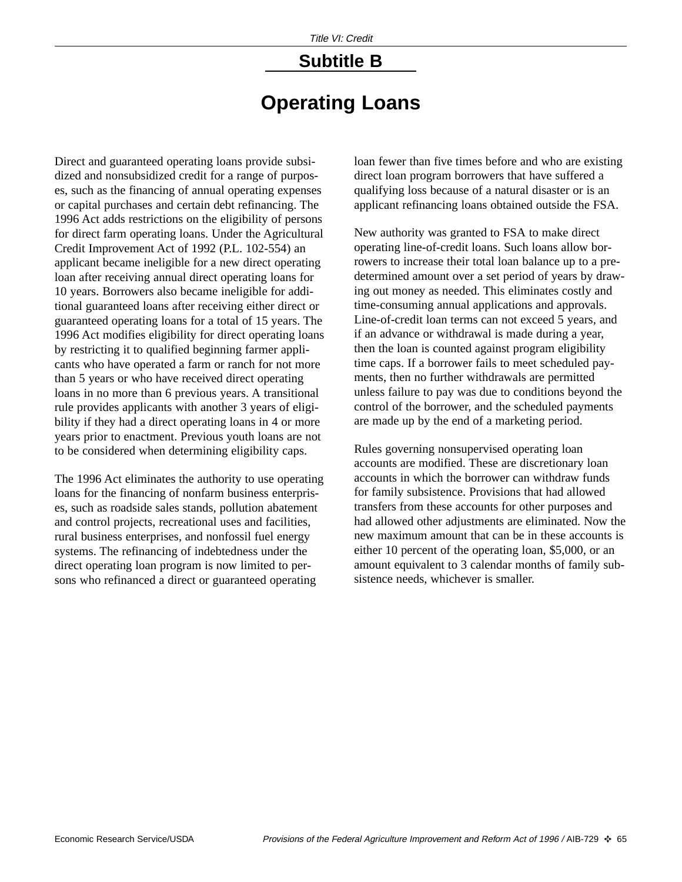## Subtitle B

# Operating Loans

Direct and guaranteed operating loans provide subsidized and nonsubsidized credit for a range of purposes, such as the financing of annual operating expenses or capital purchases and certain debt refinancing. The 1996 Act adds restrictions on the eligibility of persons for direct farm operating loans. Under the Agricultural Credit Improvement Act of 1992 (P.L. 102-554) an applicant became ineligible for a new direct operating loan after receiving annual direct operating loans for 10 years. Borrowers also became ineligible for additional guaranteed loans after receiving either direct or guaranteed operating loans for a total of 15 years. The 1996 Act modifies eligibility for direct operating loans by restricting it to qualified beginning farmer applicants who have operated a farm or ranch for not more than 5 years or who have received direct operating loans in no more than 6 previous years. A transitional rule provides applicants with another 3 years of eligibility if they had a direct operating loans in 4 or more years prior to enactment. Previous youth loans are not to be considered when determining eligibility caps.

The 1996 Act eliminates the authority to use operating loans for the financing of nonfarm business enterprises, such as roadside sales stands, pollution abatement and control projects, recreational uses and facilities, rural business enterprises, and nonfossil fuel energy systems. The refinancing of indebtedness under the direct operating loan program is now limited to persons who refinanced a direct or guaranteed operating loan fewer than five times before and who are existing direct loan program borrowers that have suffered a qualifying loss because of a natural disaster or is an applicant refinancing loans obtained outside the FSA.

New authority was granted to FSA to make direct operating line-of-credit loans. Such loans allow borrowers to increase their total loan balance up to a predetermined amount over a set period of years by drawing out money as needed. This eliminates costly and time-consuming annual applications and approvals. Line-of-credit loan terms can not exceed 5 years, and if an advance or withdrawal is made during a year, then the loan is counted against program eligibility time caps. If a borrower fails to meet scheduled payments, then no further withdrawals are permitted unless failure to pay was due to conditions beyond the control of the borrower, and the scheduled payments are made up by the end of a marketing period.

Rules governing nonsupervised operating loan accounts are modified. These are discretionary loan accounts in which the borrower can withdraw funds for family subsistence. Provisions that had allowed transfers from these accounts for other purposes and had allowed other adjustments are eliminated. Now the new maximum amount that can be in these accounts is either 10 percent of the operating loan, $5,000, or an amount equivalent to 3 calendar months of family subsistence needs, whichever is smaller.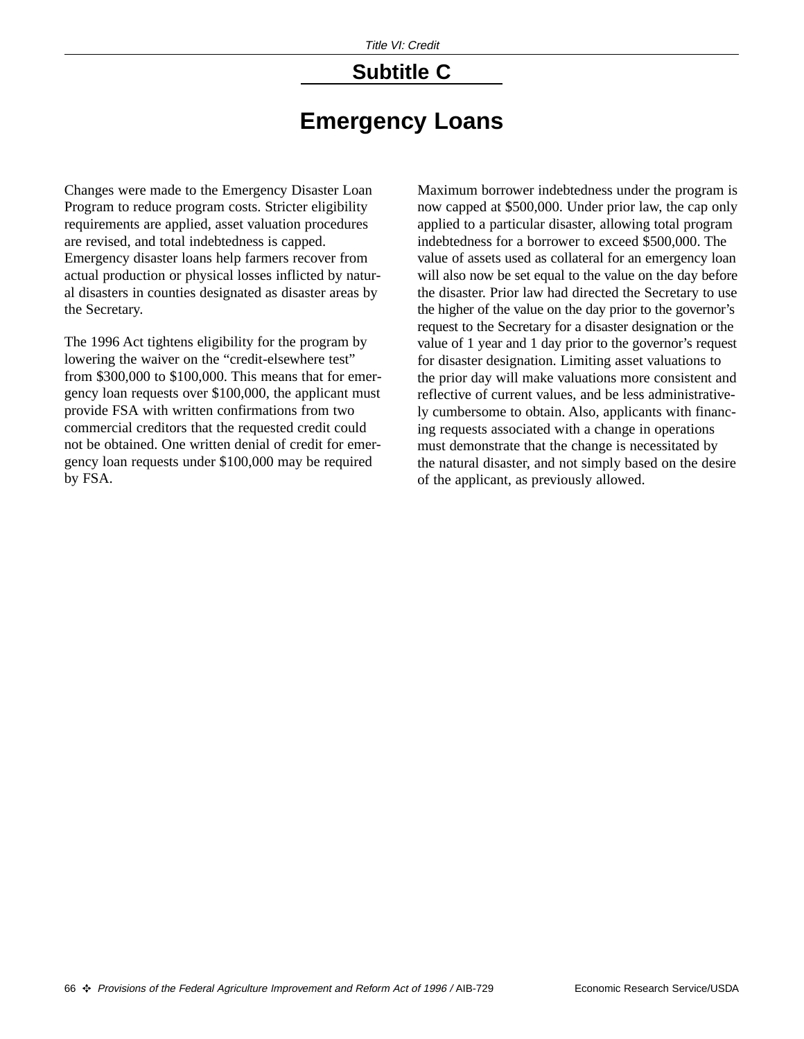## Subtitle C

# Emergency Loans

Changes were made to the Emergency Disaster Loan Program to reduce program costs. Stricter eligibility requirements are applied, asset valuation procedures are revised, and total indebtedness is capped. Emergency disaster loans help farmers recover from actual production or physical losses inflicted by natural disasters in counties designated as disaster areas by the Secretary.

The 1996 Act tightens eligibility for the program by lowering the waiver on the "credit-elsewhere test" from $300,000 to $100,000. This means that for emergency loan requests over $100,000, the applicant must provide FSA with written confirmations from two commercial creditors that the requested credit could not be obtained. One written denial of credit for emergency loan requests under $100,000 may be required by FSA.

Maximum borrower indebtedness under the program is now capped at $500,000. Under prior law, the cap only applied to a particular disaster, allowing total program indebtedness for a borrower to exceed $500,000. The value of assets used as collateral for an emergency loan will also now be set equal to the value on the day before the disaster. Prior law had directed the Secretary to use the higher of the value on the day prior to the governor's request to the Secretary for a disaster designation or the value of 1 year and 1 day prior to the governor's request for disaster designation. Limiting asset valuations to the prior day will make valuations more consistent and reflective of current values, and be less administratively cumbersome to obtain. Also, applicants with financing requests associated with a change in operations must demonstrate that the change is necessitated by the natural disaster, and not simply based on the desire of the applicant, as previously allowed.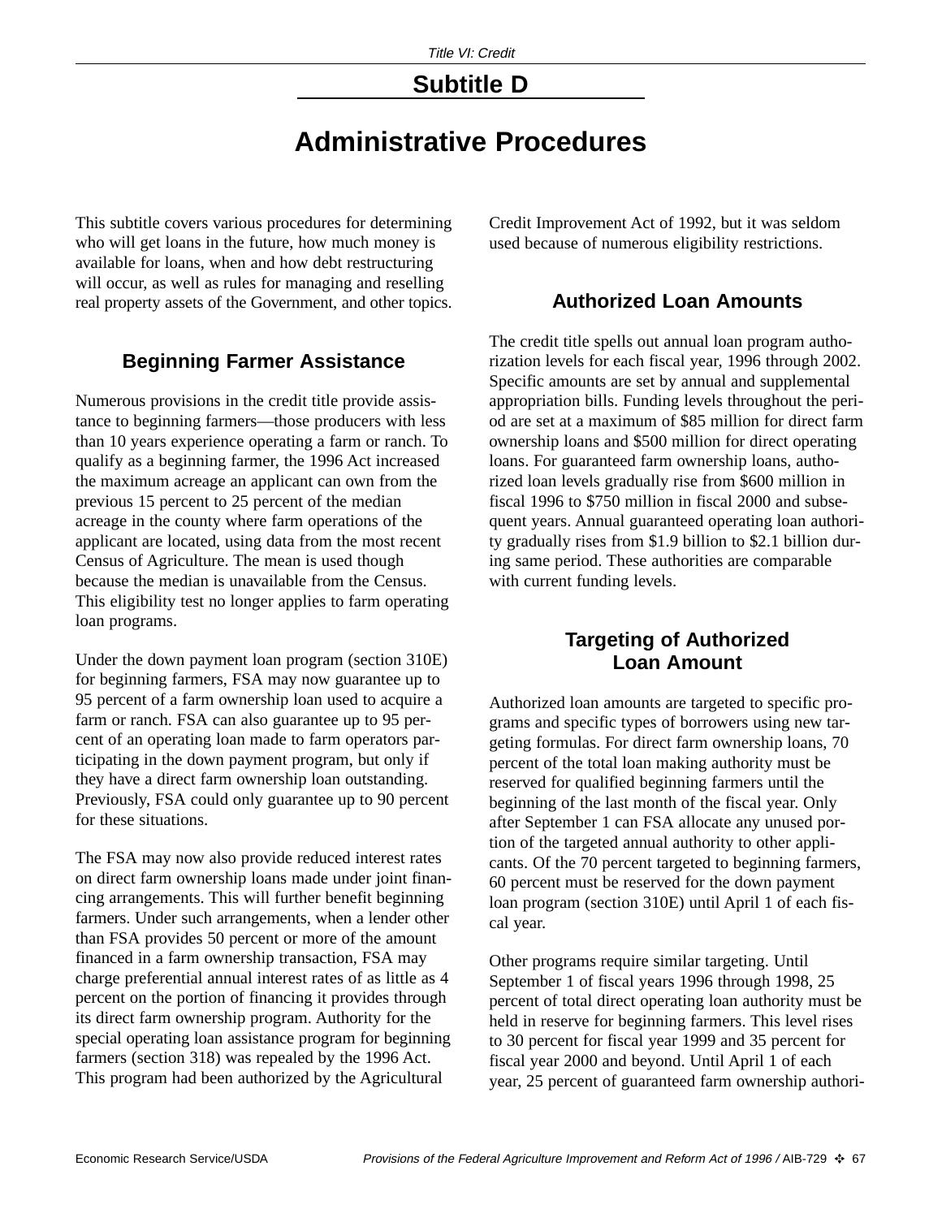## Subtitle D

# Administrative Procedures

This subtitle covers various procedures for determining who will get loans in the future, how much money is available for loans, when and how debt restructuring will occur, as well as rules for managing and reselling real property assets of the Government, and other topics.

### Beginning Farmer Assistance

Numerous provisions in the credit title provide assistance to beginning farmers—those producers with less than 10 years experience operating a farm or ranch. To qualify as a beginning farmer, the 1996 Act increased the maximum acreage an applicant can own from the previous 15 percent to 25 percent of the median acreage in the county where farm operations of the applicant are located, using data from the most recent Census of Agriculture. The mean is used though because the median is unavailable from the Census. This eligibility test no longer applies to farm operating loan programs.

Under the down payment loan program (section 310E) for beginning farmers, FSA may now guarantee up to 95 percent of a farm ownership loan used to acquire a farm or ranch. FSA can also guarantee up to 95 percent of an operating loan made to farm operators participating in the down payment program, but only if they have a direct farm ownership loan outstanding. Previously, FSA could only guarantee up to 90 percent for these situations.

The FSA may now also provide reduced interest rates on direct farm ownership loans made under joint financing arrangements. This will further benefit beginning farmers. Under such arrangements, when a lender other than FSA provides 50 percent or more of the amount financed in a farm ownership transaction, FSA may charge preferential annual interest rates of as little as 4 percent on the portion of financing it provides through its direct farm ownership program. Authority for the special operating loan assistance program for beginning farmers (section 318) was repealed by the 1996 Act. This program had been authorized by the Agricultural Credit Improvement Act of 1992, but it was seldom used because of numerous eligibility restrictions.

### Authorized Loan Amounts

The credit title spells out annual loan program authorization levels for each fiscal year, 1996 through 2002. Specific amounts are set by annual and supplemental appropriation bills. Funding levels throughout the period are set at a maximum of $85 million for direct farm ownership loans and $500 million for direct operating loans. For guaranteed farm ownership loans, authorized loan levels gradually rise from $600 million in fiscal 1996 to $750 million in fiscal 2000 and subsequent years. Annual guaranteed operating loan authority gradually rises from $1.9 billion to $2.1 billion during same period. These authorities are comparable with current funding levels.

### Targeting of Authorized Loan Amount

Authorized loan amounts are targeted to specific programs and specific types of borrowers using new targeting formulas. For direct farm ownership loans, 70 percent of the total loan making authority must be reserved for qualified beginning farmers until the beginning of the last month of the fiscal year. Only after September 1 can FSA allocate any unused portion of the targeted annual authority to other applicants. Of the 70 percent targeted to beginning farmers, 60 percent must be reserved for the down payment loan program (section 310E) until April 1 of each fiscal year.

Other programs require similar targeting. Until September 1 of fiscal years 1996 through 1998, 25 percent of total direct operating loan authority must be held in reserve for beginning farmers. This level rises to 30 percent for fiscal year 1999 and 35 percent for fiscal year 2000 and beyond. Until April 1 of each year, 25 percent of guaranteed farm ownership authori-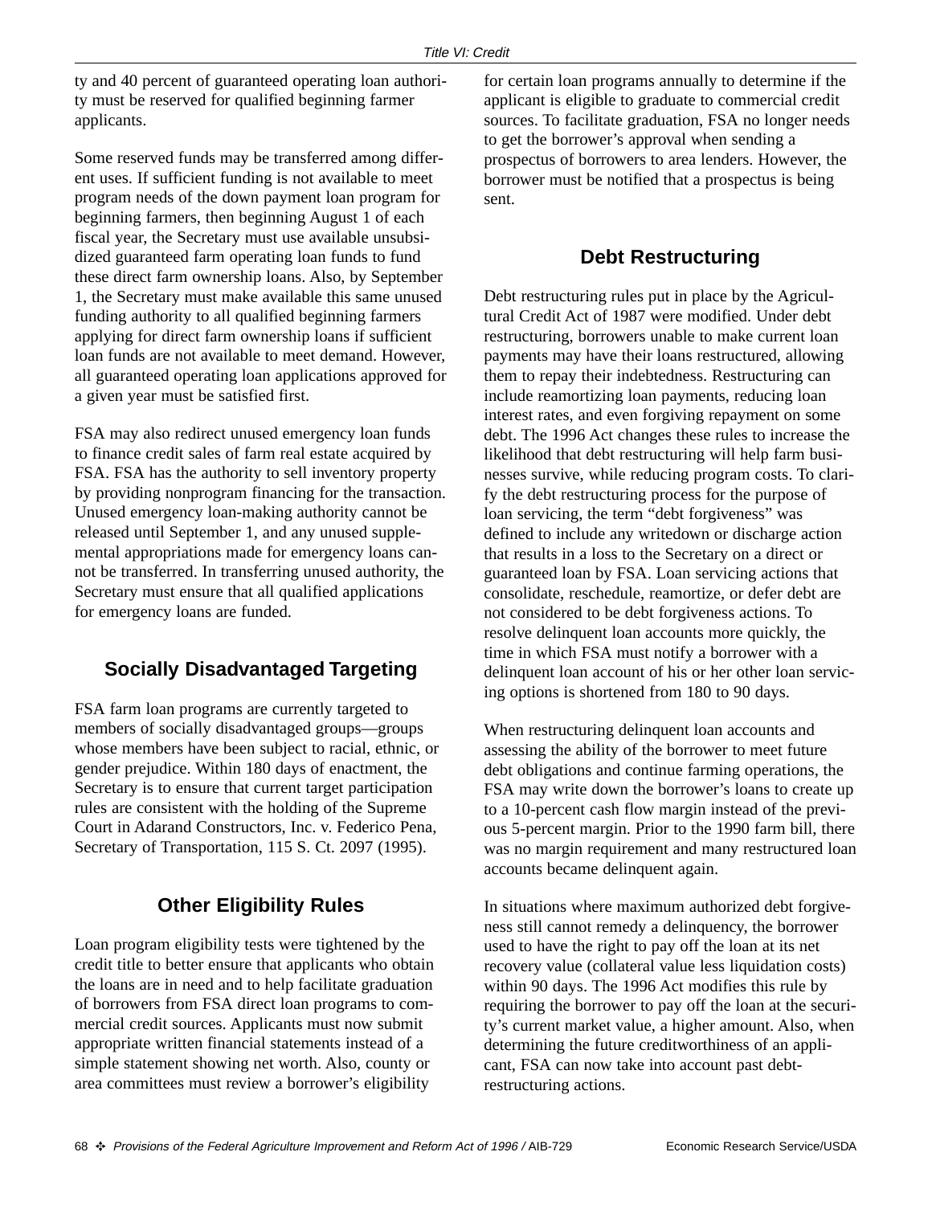ty and 40 percent of guaranteed operating loan authority must be reserved for qualified beginning farmer applicants.

Some reserved funds may be transferred among different uses. If sufficient funding is not available to meet program needs of the down payment loan program for beginning farmers, then beginning August 1 of each fiscal year, the Secretary must use available unsubsidized guaranteed farm operating loan funds to fund these direct farm ownership loans. Also, by September 1, the Secretary must make available this same unused funding authority to all qualified beginning farmers applying for direct farm ownership loans if sufficient loan funds are not available to meet demand. However, all guaranteed operating loan applications approved for a given year must be satisfied first.

FSA may also redirect unused emergency loan funds to finance credit sales of farm real estate acquired by FSA. FSA has the authority to sell inventory property by providing nonprogram financing for the transaction. Unused emergency loan-making authority cannot be released until September 1, and any unused supplemental appropriations made for emergency loans cannot be transferred. In transferring unused authority, the Secretary must ensure that all qualified applications for emergency loans are funded.

## Socially Disadvantaged Targeting

FSA farm loan programs are currently targeted to members of socially disadvantaged groups—groups whose members have been subject to racial, ethnic, or gender prejudice. Within 180 days of enactment, the Secretary is to ensure that current target participation rules are consistent with the holding of the Supreme Court in Adarand Constructors, Inc. v. Federico Pena, Secretary of Transportation, 115 S. Ct. 2097 (1995).

## Other Eligibility Rules

Loan program eligibility tests were tightened by the credit title to better ensure that applicants who obtain the loans are in need and to help facilitate graduation of borrowers from FSA direct loan programs to commercial credit sources. Applicants must now submit appropriate written financial statements instead of a simple statement showing net worth. Also, county or area committees must review a borrower's eligibility for certain loan programs annually to determine if the applicant is eligible to graduate to commercial credit sources. To facilitate graduation, FSA no longer needs to get the borrower's approval when sending a prospectus of borrowers to area lenders. However, the borrower must be notified that a prospectus is being sent.

## Debt Restructuring

Debt restructuring rules put in place by the Agricultural Credit Act of 1987 were modified. Under debt restructuring, borrowers unable to make current loan payments may have their loans restructured, allowing them to repay their indebtedness. Restructuring can include reamortizing loan payments, reducing loan interest rates, and even forgiving repayment on some debt. The 1996 Act changes these rules to increase the likelihood that debt restructuring will help farm businesses survive, while reducing program costs. To clarify the debt restructuring process for the purpose of loan servicing, the term "debt forgiveness" was defined to include any writedown or discharge action that results in a loss to the Secretary on a direct or guaranteed loan by FSA. Loan servicing actions that consolidate, reschedule, reamortize, or defer debt are not considered to be debt forgiveness actions. To resolve delinquent loan accounts more quickly, the time in which FSA must notify a borrower with a delinquent loan account of his or her other loan servicing options is shortened from 180 to 90 days.

When restructuring delinquent loan accounts and assessing the ability of the borrower to meet future debt obligations and continue farming operations, the FSA may write down the borrower's loans to create up to a 10-percent cash flow margin instead of the previous 5-percent margin. Prior to the 1990 farm bill, there was no margin requirement and many restructured loan accounts became delinquent again.

In situations where maximum authorized debt forgiveness still cannot remedy a delinquency, the borrower used to have the right to pay off the loan at its net recovery value (collateral value less liquidation costs) within 90 days. The 1996 Act modifies this rule by requiring the borrower to pay off the loan at the security's current market value, a higher amount. Also, when determining the future creditworthiness of an applicant, FSA can now take into account past debt-restructuring actions.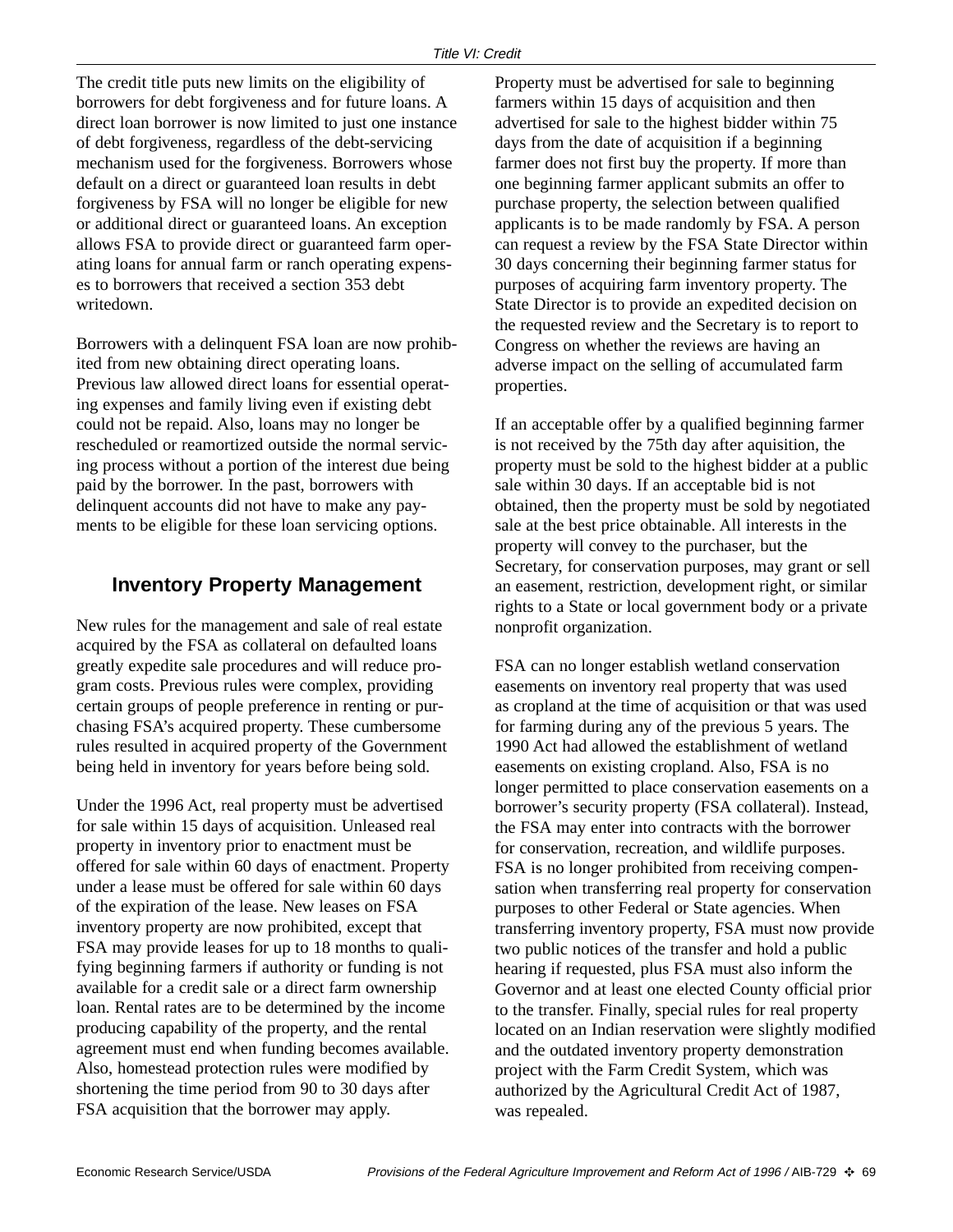The credit title puts new limits on the eligibility of borrowers for debt forgiveness and for future loans. A direct loan borrower is now limited to just one instance of debt forgiveness, regardless of the debt-servicing mechanism used for the forgiveness. Borrowers whose default on a direct or guaranteed loan results in debt forgiveness by FSA will no longer be eligible for new or additional direct or guaranteed loans. An exception allows FSA to provide direct or guaranteed farm operating loans for annual farm or ranch operating expenses to borrowers that received a section 353 debt writedown.

Borrowers with a delinquent FSA loan are now prohibited from new obtaining direct operating loans. Previous law allowed direct loans for essential operating expenses and family living even if existing debt could not be repaid. Also, loans may no longer be rescheduled or reamortized outside the normal servicing process without a portion of the interest due being paid by the borrower. In the past, borrowers with delinquent accounts did not have to make any payments to be eligible for these loan servicing options.

## Inventory Property Management

New rules for the management and sale of real estate acquired by the FSA as collateral on defaulted loans greatly expedite sale procedures and will reduce program costs. Previous rules were complex, providing certain groups of people preference in renting or purchasing FSA's acquired property. These cumbersome rules resulted in acquired property of the Government being held in inventory for years before being sold.

Under the 1996 Act, real property must be advertised for sale within 15 days of acquisition. Unleased real property in inventory prior to enactment must be offered for sale within 60 days of enactment. Property under a lease must be offered for sale within 60 days of the expiration of the lease. New leases on FSA inventory property are now prohibited, except that FSA may provide leases for up to 18 months to qualifying beginning farmers if authority or funding is not available for a credit sale or a direct farm ownership loan. Rental rates are to be determined by the income producing capability of the property, and the rental agreement must end when funding becomes available. Also, homestead protection rules were modified by shortening the time period from 90 to 30 days after FSA acquisition that the borrower may apply.

Property must be advertised for sale to beginning farmers within 15 days of acquisition and then advertised for sale to the highest bidder within 75 days from the date of acquisition if a beginning farmer does not first buy the property. If more than one beginning farmer applicant submits an offer to purchase property, the selection between qualified applicants is to be made randomly by FSA. A person can request a review by the FSA State Director within 30 days concerning their beginning farmer status for purposes of acquiring farm inventory property. The State Director is to provide an expedited decision on the requested review and the Secretary is to report to Congress on whether the reviews are having an adverse impact on the selling of accumulated farm properties.

If an acceptable offer by a qualified beginning farmer is not received by the 75th day after aquisition, the property must be sold to the highest bidder at a public sale within 30 days. If an acceptable bid is not obtained, then the property must be sold by negotiated sale at the best price obtainable. All interests in the property will convey to the purchaser, but the Secretary, for conservation purposes, may grant or sell an easement, restriction, development right, or similar rights to a State or local government body or a private nonprofit organization.

FSA can no longer establish wetland conservation easements on inventory real property that was used as cropland at the time of acquisition or that was used for farming during any of the previous 5 years. The 1990 Act had allowed the establishment of wetland easements on existing cropland. Also, FSA is no longer permitted to place conservation easements on a borrower's security property (FSA collateral). Instead, the FSA may enter into contracts with the borrower for conservation, recreation, and wildlife purposes. FSA is no longer prohibited from receiving compensation when transferring real property for conservation purposes to other Federal or State agencies. When transferring inventory property, FSA must now provide two public notices of the transfer and hold a public hearing if requested, plus FSA must also inform the Governor and at least one elected County official prior to the transfer. Finally, special rules for real property located on an Indian reservation were slightly modified and the outdated inventory property demonstration project with the Farm Credit System, which was authorized by the Agricultural Credit Act of 1987, was repealed.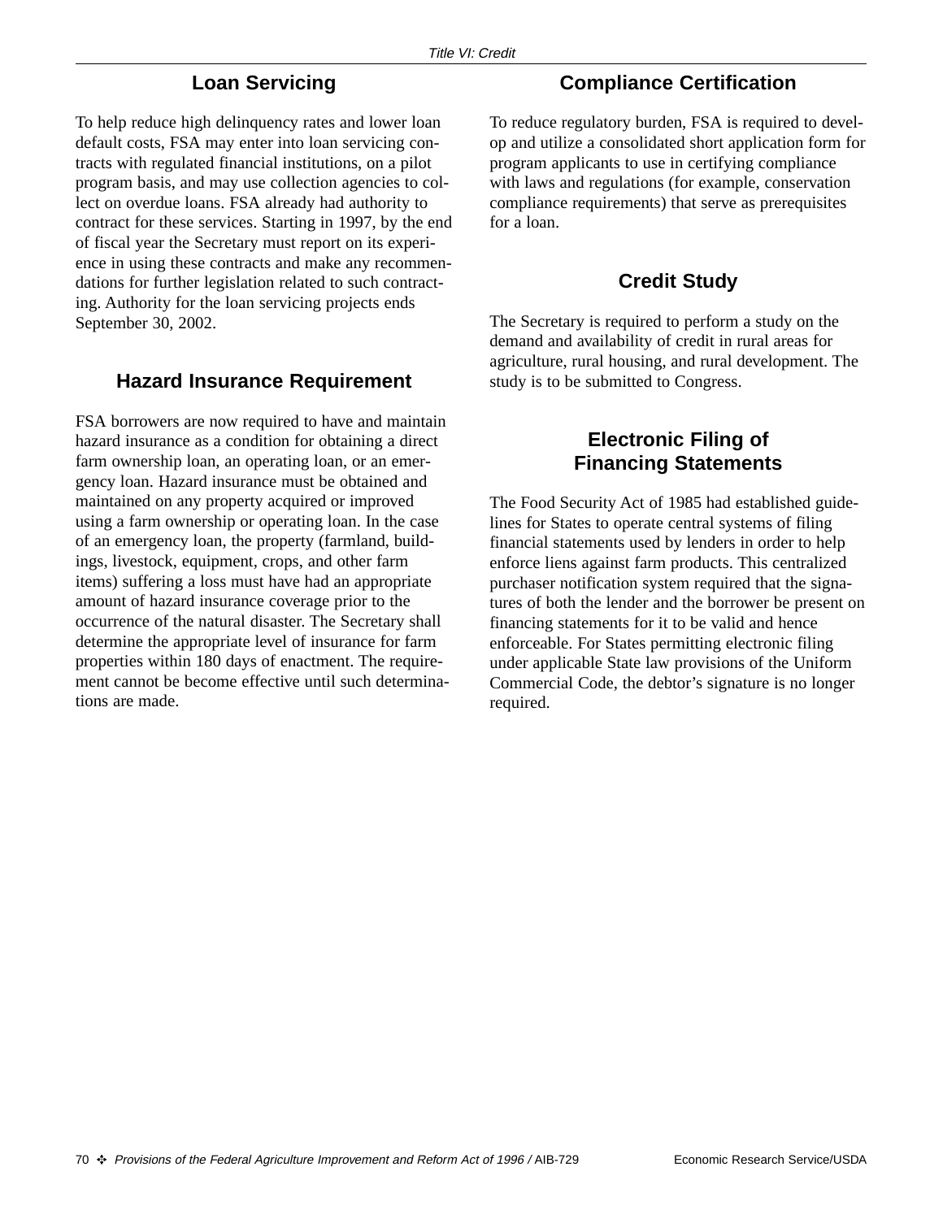## Loan Servicing

To help reduce high delinquency rates and lower loan default costs, FSA may enter into loan servicing contracts with regulated financial institutions, on a pilot program basis, and may use collection agencies to collect on overdue loans. FSA already had authority to contract for these services. Starting in 1997, by the end of fiscal year the Secretary must report on its experience in using these contracts and make any recommendations for further legislation related to such contracting. Authority for the loan servicing projects ends September 30, 2002.

## Hazard Insurance Requirement

FSA borrowers are now required to have and maintain hazard insurance as a condition for obtaining a direct farm ownership loan, an operating loan, or an emergency loan. Hazard insurance must be obtained and maintained on any property acquired or improved using a farm ownership or operating loan. In the case of an emergency loan, the property (farmland, buildings, livestock, equipment, crops, and other farm items) suffering a loss must have had an appropriate amount of hazard insurance coverage prior to the occurrence of the natural disaster. The Secretary shall determine the appropriate level of insurance for farm properties within 180 days of enactment. The requirement cannot be become effective until such determinations are made.

## Compliance Certification

To reduce regulatory burden, FSA is required to develop and utilize a consolidated short application form for program applicants to use in certifying compliance with laws and regulations (for example, conservation compliance requirements) that serve as prerequisites for a loan.

## Credit Study

The Secretary is required to perform a study on the demand and availability of credit in rural areas for agriculture, rural housing, and rural development. The study is to be submitted to Congress.

## Electronic Filing of Financing Statements

The Food Security Act of 1985 had established guidelines for States to operate central systems of filing financial statements used by lenders in order to help enforce liens against farm products. This centralized purchaser notification system required that the signatures of both the lender and the borrower be present on financing statements for it to be valid and hence enforceable. For States permitting electronic filing under applicable State law provisions of the Uniform Commercial Code, the debtor's signature is no longer required.